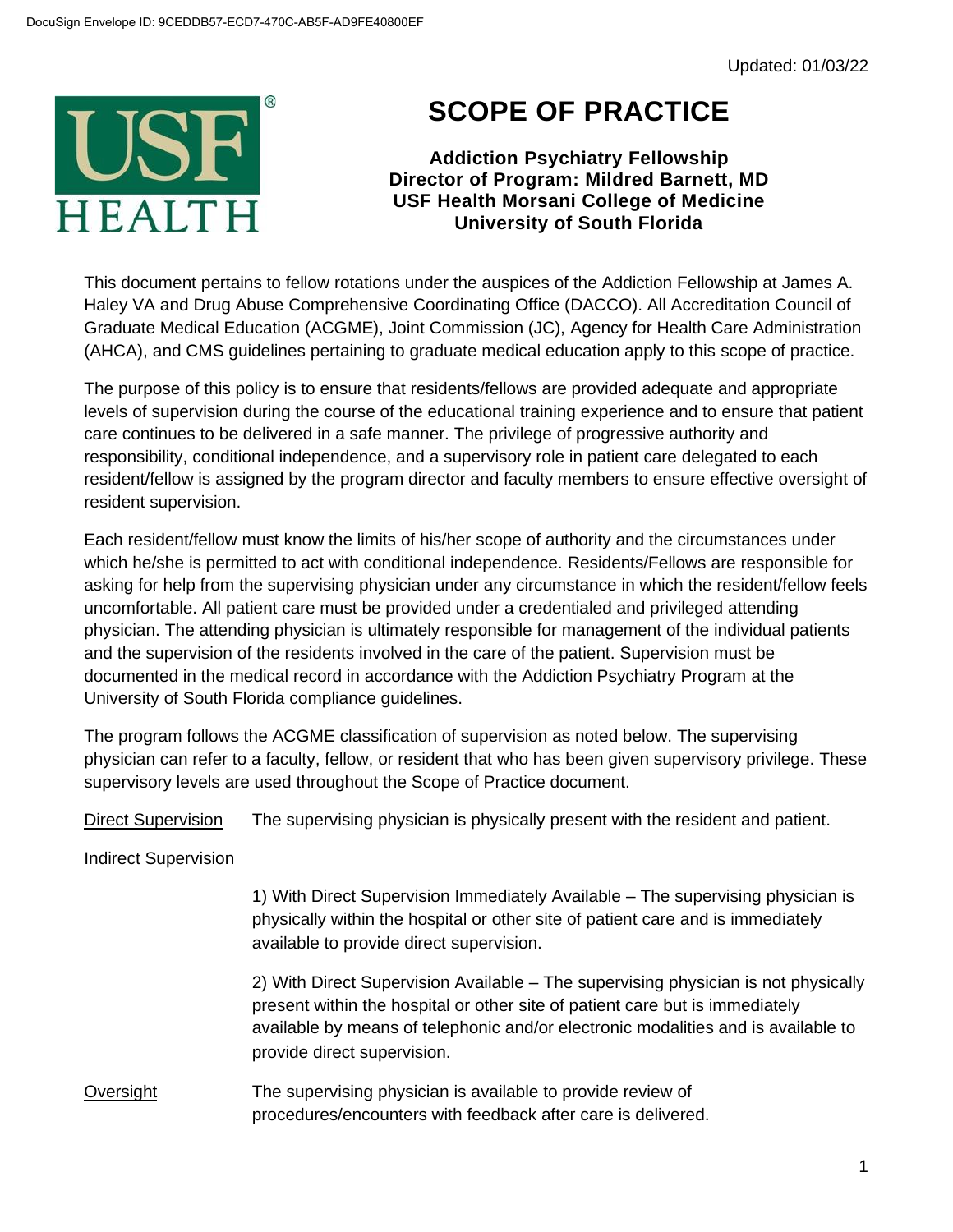DocuSign Envelope ID: 9CEDDB57-ECD7-470C-AB5F-AD9FE40800EF

Updated: 01/03/22

# SCOPE OF PRACTICE

**Addiction Psychiatry Fellowship**
**Director of Program: Mildred Barnett, MD**
**USF Health Morsani College of Medicine**
**University of South Florida**

This document pertains to fellow rotations under the auspices of the Addiction Fellowship at James A. Haley VA and Drug Abuse Comprehensive Coordinating Office (DACCO). All Accreditation Council of Graduate Medical Education (ACGME), Joint Commission (JC), Agency for Health Care Administration (AHCA), and CMS guidelines pertaining to graduate medical education apply to this scope of practice.

The purpose of this policy is to ensure that residents/fellows are provided adequate and appropriate levels of supervision during the course of the educational training experience and to ensure that patient care continues to be delivered in a safe manner. The privilege of progressive authority and responsibility, conditional independence, and a supervisory role in patient care delegated to each resident/fellow is assigned by the program director and faculty members to ensure effective oversight of resident supervision.

Each resident/fellow must know the limits of his/her scope of authority and the circumstances under which he/she is permitted to act with conditional independence. Residents/Fellows are responsible for asking for help from the supervising physician under any circumstance in which the resident/fellow feels uncomfortable. All patient care must be provided under a credentialed and privileged attending physician. The attending physician is ultimately responsible for management of the individual patients and the supervision of the residents involved in the care of the patient. Supervision must be documented in the medical record in accordance with the Addiction Psychiatry Program at the University of South Florida compliance guidelines.

The program follows the ACGME classification of supervision as noted below. The supervising physician can refer to a faculty, fellow, or resident that who has been given supervisory privilege. These supervisory levels are used throughout the Scope of Practice document.

Direct Supervision — The supervising physician is physically present with the resident and patient.

Indirect Supervision

1) With Direct Supervision Immediately Available – The supervising physician is physically within the hospital or other site of patient care and is immediately available to provide direct supervision.

2) With Direct Supervision Available – The supervising physician is not physically present within the hospital or other site of patient care but is immediately available by means of telephonic and/or electronic modalities and is available to provide direct supervision.

Oversight — The supervising physician is available to provide review of procedures/encounters with feedback after care is delivered.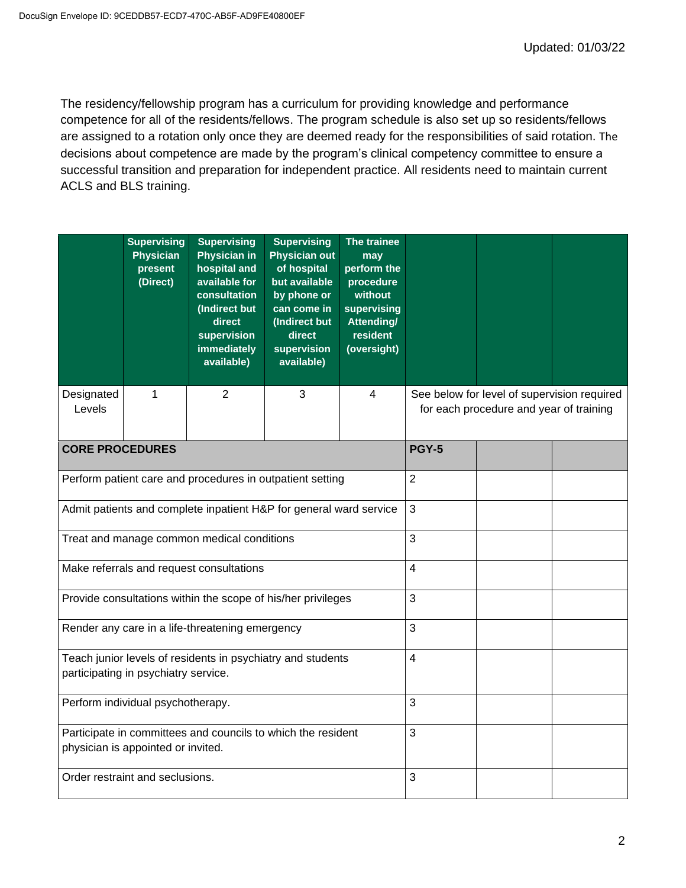Updated: 01/03/22

The residency/fellowship program has a curriculum for providing knowledge and performance competence for all of the residents/fellows. The program schedule is also set up so residents/fellows are assigned to a rotation only once they are deemed ready for the responsibilities of said rotation. The decisions about competence are made by the program's clinical competency committee to ensure a successful transition and preparation for independent practice. All residents need to maintain current ACLS and BLS training.

| | Supervising Physician present (Direct) | Supervising Physician in hospital and available for consultation (Indirect but direct supervision immediately available) | Supervising Physician out of hospital but available by phone or can come in (Indirect but direct supervision available) | The trainee may perform the procedure without supervising Attending/ resident (oversight) | | | |
|---|---|---|---|---|---|---|---|
| Designated Levels | 1 | 2 | 3 | 4 | See below for level of supervision required for each procedure and year of training | | |

| CORE PROCEDURES | PGY-5 | | |
|---|---|---|---|
| Perform patient care and procedures in outpatient setting | 2 | | |
| Admit patients and complete inpatient H&P for general ward service | 3 | | |
| Treat and manage common medical conditions | 3 | | |
| Make referrals and request consultations | 4 | | |
| Provide consultations within the scope of his/her privileges | 3 | | |
| Render any care in a life-threatening emergency | 3 | | |
| Teach junior levels of residents in psychiatry and students participating in psychiatry service. | 4 | | |
| Perform individual psychotherapy. | 3 | | |
| Participate in committees and councils to which the resident physician is appointed or invited. | 3 | | |
| Order restraint and seclusions. | 3 | | |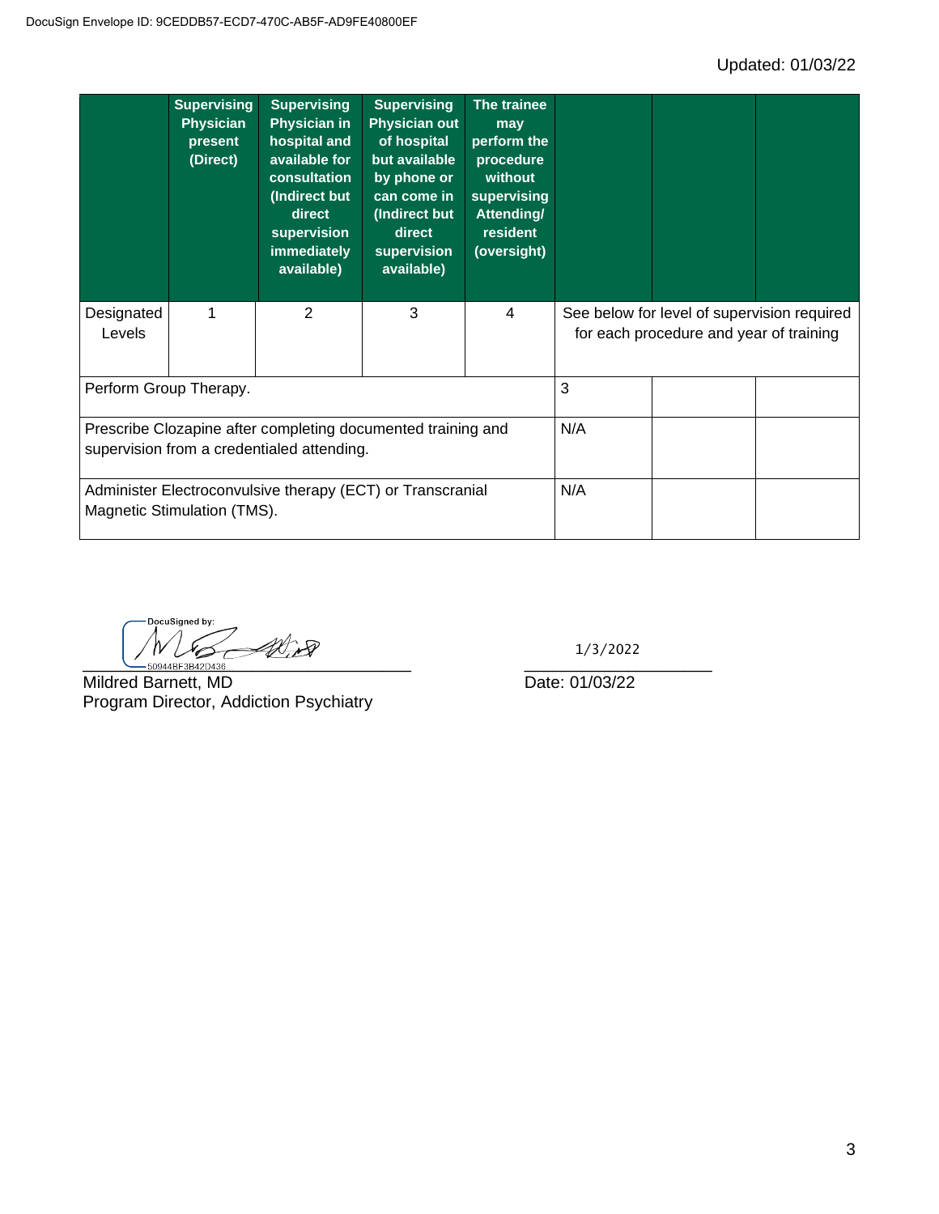Updated: 01/03/22

| | Supervising Physician present (Direct) | Supervising Physician in hospital and available for consultation (Indirect but direct supervision immediately available) | Supervising Physician out of hospital but available by phone or can come in (Indirect but direct supervision available) | The trainee may perform the procedure without supervising Attending/ resident (oversight) | | | |
|---|---|---|---|---|---|---|---|
| Designated Levels | 1 | 2 | 3 | 4 | See below for level of supervision required for each procedure and year of training | | |
| Perform Group Therapy. | | | | | 3 | | |
| Prescribe Clozapine after completing documented training and supervision from a credentialed attending. | | | | | N/A | | |
| Administer Electroconvulsive therapy (ECT) or Transcranial Magnetic Stimulation (TMS). | | | | | N/A | | |

DocuSigned by:

50944BF3B42D436

Mildred Barnett, MD
Program Director, Addiction Psychiatry

1/3/2022

Date: 01/03/22